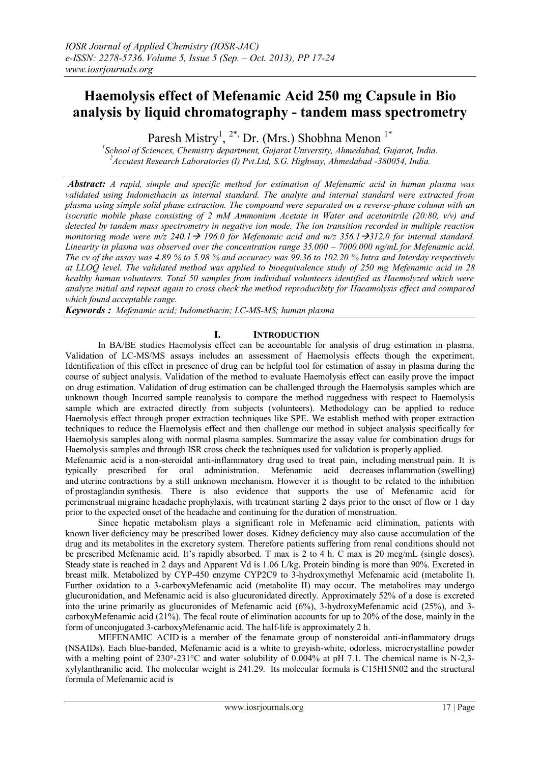# Haemolysis effect of Mefenamic Acid 250 mg Capsule in Bio analysis by liquid chromatography - tandem mass spectrometry

Paresh Mistry[1, 2*], Dr. (Mrs.) Shobhna Menon [1*]

[1]School of Sciences, Chemistry department, Gujarat University, Ahmedabad, Gujarat, India.
[2]Accutest Research Laboratories (I) Pvt.Ltd, S.G. Highway, Ahmedabad -380054, India.

***Abstract:*** *A rapid, simple and specific method for estimation of Mefenamic acid in human plasma was validated using Indomethacin as internal standard. The analyte and internal standard were extracted from plasma using simple solid phase extraction. The compound were separated on a reverse-phase column with an isocratic mobile phase consisting of 2 mM Ammonium Acetate in Water and acetonitrile (20:80, v/v) and detected by tandem mass spectrometry in negative ion mode. The ion transition recorded in multiple reaction monitoring mode were m/z 240.1 → 196.0 for Mefenamic acid and m/z 356.1→312.0 for internal standard. Linearity in plasma was observed over the concentration range 35.000 – 7000.000 ng/mL for Mefenamic acid. The cv of the assay was 4.89 % to 5.98 % and accuracy was 99.36 to 102.20 % Intra and Interday respectively at LLOQ level. The validated method was applied to bioequivalence study of 250 mg Mefenamic acid in 28 healthy human volunteers. Total 50 samples from individual volunteers identified as Haemolyzed which were analyze initial and repeat again to cross check the method reproducibity for Haeamolysis effect and compared which found acceptable range.*

***Keywords :*** *Mefenamic acid; Indomethacin; LC-MS-MS; human plasma*

## I. Introduction

In BA/BE studies Haemolysis effect can be accountable for analysis of drug estimation in plasma. Validation of LC-MS/MS assays includes an assessment of Haemolysis effects though the experiment. Identification of this effect in presence of drug can be helpful tool for estimation of assay in plasma during the course of subject analysis. Validation of the method to evaluate Haemolysis effect can easily prove the impact on drug estimation. Validation of drug estimation can be challenged through the Haemolysis samples which are unknown though Incurred sample reanalysis to compare the method ruggedness with respect to Haemolysis sample which are extracted directly from subjects (volunteers). Methodology can be applied to reduce Haemolysis effect through proper extraction techniques like SPE. We establish method with proper extraction techniques to reduce the Haemolysis effect and then challenge our method in subject analysis specifically for Haemolysis samples along with normal plasma samples. Summarize the assay value for combination drugs for Haemolysis samples and through ISR cross check the techniques used for validation is properly applied.

Mefenamic acid is a non-steroidal anti-inflammatory drug used to treat pain, including menstrual pain. It is typically prescribed for oral administration. Mefenamic acid decreases inflammation (swelling) and uterine contractions by a still unknown mechanism. However it is thought to be related to the inhibition of prostaglandin synthesis. There is also evidence that supports the use of Mefenamic acid for perimenstrual migraine headache prophylaxis, with treatment starting 2 days prior to the onset of flow or 1 day prior to the expected onset of the headache and continuing for the duration of menstruation.

Since hepatic metabolism plays a significant role in Mefenamic acid elimination, patients with known liver deficiency may be prescribed lower doses. Kidney deficiency may also cause accumulation of the drug and its metabolites in the excretory system. Therefore patients suffering from renal conditions should not be prescribed Mefenamic acid. It's rapidly absorbed. T max is 2 to 4 h. C max is 20 mcg/mL (single doses). Steady state is reached in 2 days and Apparent Vd is 1.06 L/kg. Protein binding is more than 90%. Excreted in breast milk. Metabolized by CYP-450 enzyme CYP2C9 to 3-hydroxymethyl Mefenamic acid (metabolite I). Further oxidation to a 3-carboxyMefenamic acid (metabolite II) may occur. The metabolites may undergo glucuronidation, and Mefenamic acid is also glucuronidated directly. Approximately 52% of a dose is excreted into the urine primarily as glucuronides of Mefenamic acid (6%), 3-hydroxyMefenamic acid (25%), and 3-carboxyMefenamic acid (21%). The fecal route of elimination accounts for up to 20% of the dose, mainly in the form of unconjugated 3-carboxyMefenamic acid. The half-life is approximately 2 h.

MEFENAMIC ACID is a member of the fenamate group of nonsteroidal anti-inflammatory drugs (NSAIDs). Each blue-banded, Mefenamic acid is a white to greyish-white, odorless, microcrystalline powder with a melting point of 230°-231°C and water solubility of 0.004% at pH 7.1. The chemical name is N-2,3-xylylanthranilic acid. The molecular weight is 241.29. Its molecular formula is $C_{15}H_{15}NO_2$ and the structural formula of Mefenamic acid is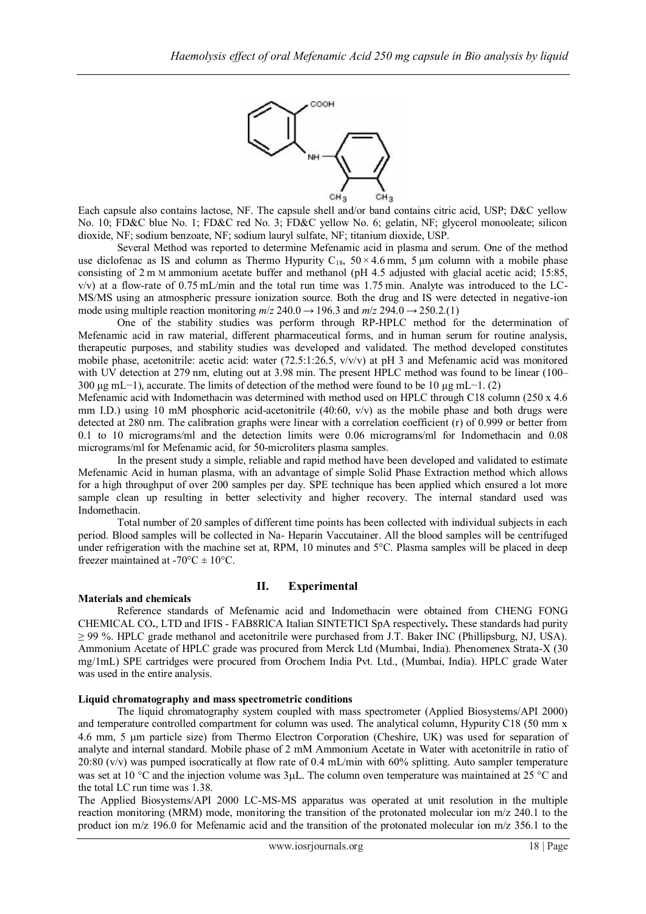Each capsule also contains lactose, NF. The capsule shell and/or band contains citric acid, USP; D&C yellow No. 10; FD&C blue No. 1; FD&C red No. 3; FD&C yellow No. 6; gelatin, NF; glycerol monooleate; silicon dioxide, NF; sodium benzoate, NF; sodium lauryl sulfate, NF; titanium dioxide, USP.

Several Method was reported to determine Mefenamic acid in plasma and serum. One of the method use diclofenac as IS and column as Thermo Hypurity $C_{18}$, 50 × 4.6 mm, 5 μm column with a mobile phase consisting of 2 m M ammonium acetate buffer and methanol (pH 4.5 adjusted with glacial acetic acid; 15:85, v/v) at a flow-rate of 0.75 mL/min and the total run time was 1.75 min. Analyte was introduced to the LC-MS/MS using an atmospheric pressure ionization source. Both the drug and IS were detected in negative-ion mode using multiple reaction monitoring *m/z* 240.0 → 196.3 and *m/z* 294.0 → 250.2.(1)

One of the stability studies was perform through RP-HPLC method for the determination of Mefenamic acid in raw material, different pharmaceutical forms, and in human serum for routine analysis, therapeutic purposes, and stability studies was developed and validated. The method developed constitutes mobile phase, acetonitrile: acetic acid: water (72.5:1:26.5, v/v/v) at pH 3 and Mefenamic acid was monitored with UV detection at 279 nm, eluting out at 3.98 min. The present HPLC method was found to be linear (100–300 μg mL−1), accurate. The limits of detection of the method were found to be 10 μg mL−1. (2)

Mefenamic acid with Indomethacin was determined with method used on HPLC through C18 column (250 x 4.6 mm I.D.) using 10 mM phosphoric acid-acetonitrile (40:60, v/v) as the mobile phase and both drugs were detected at 280 nm. The calibration graphs were linear with a correlation coefficient (r) of 0.999 or better from 0.1 to 10 micrograms/ml and the detection limits were 0.06 micrograms/ml for Indomethacin and 0.08 micrograms/ml for Mefenamic acid, for 50-microliters plasma samples.

In the present study a simple, reliable and rapid method have been developed and validated to estimate Mefenamic Acid in human plasma, with an advantage of simple Solid Phase Extraction method which allows for a high throughput of over 200 samples per day. SPE technique has been applied which ensured a lot more sample clean up resulting in better selectivity and higher recovery. The internal standard used was Indomethacin.

Total number of 20 samples of different time points has been collected with individual subjects in each period. Blood samples will be collected in Na- Heparin Vaccutainer. All the blood samples will be centrifuged under refrigeration with the machine set at, RPM, 10 minutes and 5°C. Plasma samples will be placed in deep freezer maintained at -70°C ± 10°C.

## II. Experimental

**Materials and chemicals**

Reference standards of Mefenamic acid and Indomethacin were obtained from CHENG FONG CHEMICAL CO**.**, LTD and IFIS - FAB8RICA Italian SINTETICI SpA respectively**.** These standards had purity ≥ 99 %. HPLC grade methanol and acetonitrile were purchased from J.T. Baker INC (Phillipsburg, NJ, USA). Ammonium Acetate of HPLC grade was procured from Merck Ltd (Mumbai, India). Phenomenex Strata-X (30 mg/1mL) SPE cartridges were procured from Orochem India Pvt. Ltd., (Mumbai, India). HPLC grade Water was used in the entire analysis.

**Liquid chromatography and mass spectrometric conditions**

The liquid chromatography system coupled with mass spectrometer (Applied Biosystems/API 2000) and temperature controlled compartment for column was used. The analytical column, Hypurity C18 (50 mm x 4.6 mm, 5 μm particle size) from Thermo Electron Corporation (Cheshire, UK) was used for separation of analyte and internal standard. Mobile phase of 2 mM Ammonium Acetate in Water with acetonitrile in ratio of 20:80 (v/v) was pumped isocratically at flow rate of 0.4 mL/min with 60% splitting. Auto sampler temperature was set at 10 °C and the injection volume was 3μL. The column oven temperature was maintained at 25 °C and the total LC run time was 1.38.

The Applied Biosystems/API 2000 LC-MS-MS apparatus was operated at unit resolution in the multiple reaction monitoring (MRM) mode, monitoring the transition of the protonated molecular ion m/z 240.1 to the product ion m/z 196.0 for Mefenamic acid and the transition of the protonated molecular ion m/z 356.1 to the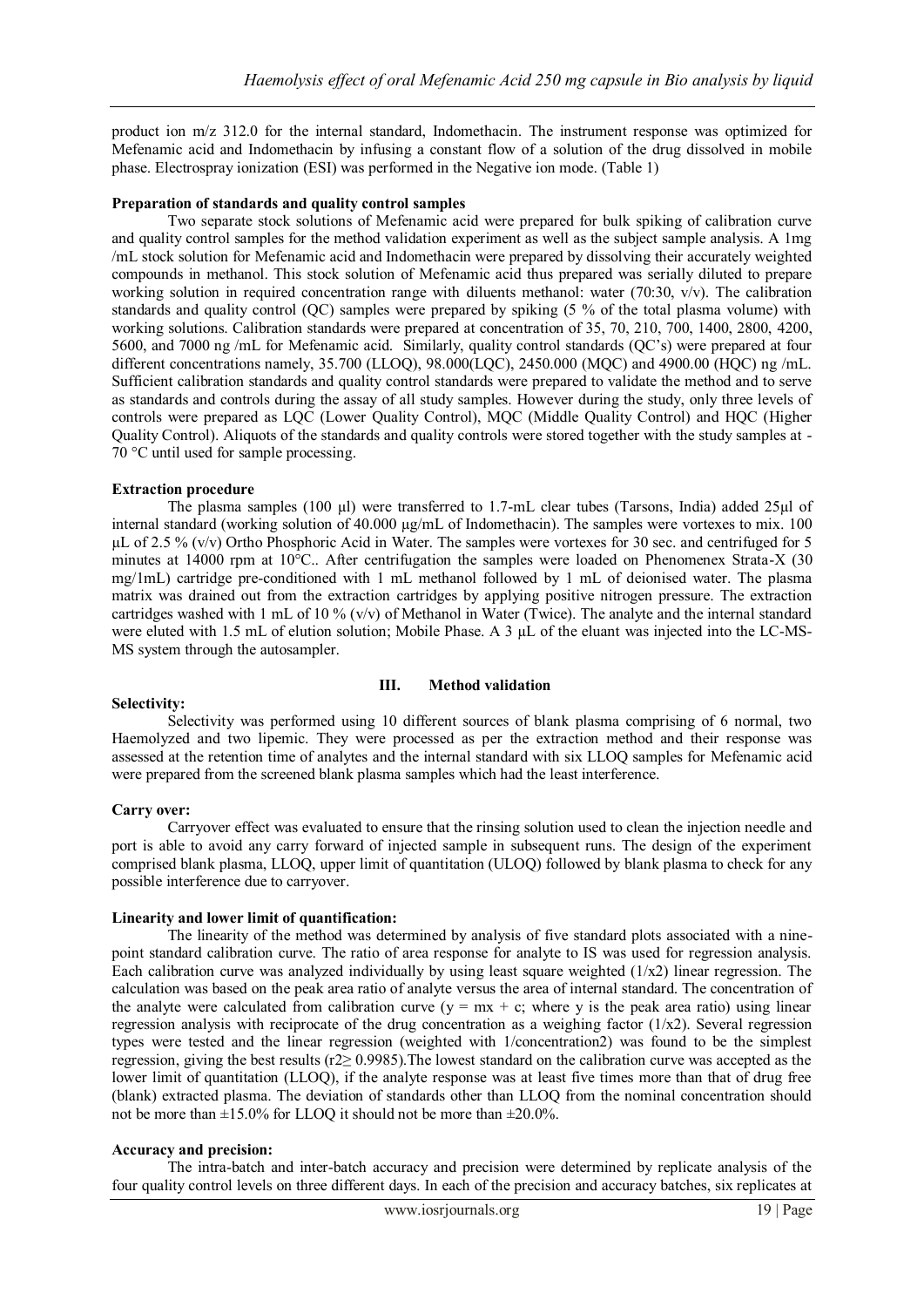product ion m/z 312.0 for the internal standard, Indomethacin. The instrument response was optimized for Mefenamic acid and Indomethacin by infusing a constant flow of a solution of the drug dissolved in mobile phase. Electrospray ionization (ESI) was performed in the Negative ion mode. (Table 1)

**Preparation of standards and quality control samples**

Two separate stock solutions of Mefenamic acid were prepared for bulk spiking of calibration curve and quality control samples for the method validation experiment as well as the subject sample analysis. A 1mg /mL stock solution for Mefenamic acid and Indomethacin were prepared by dissolving their accurately weighted compounds in methanol. This stock solution of Mefenamic acid thus prepared was serially diluted to prepare working solution in required concentration range with diluents methanol: water (70:30, v/v). The calibration standards and quality control (QC) samples were prepared by spiking (5 % of the total plasma volume) with working solutions. Calibration standards were prepared at concentration of 35, 70, 210, 700, 1400, 2800, 4200, 5600, and 7000 ng /mL for Mefenamic acid. Similarly, quality control standards (QC's) were prepared at four different concentrations namely, 35.700 (LLOQ), 98.000(LQC), 2450.000 (MQC) and 4900.00 (HQC) ng /mL. Sufficient calibration standards and quality control standards were prepared to validate the method and to serve as standards and controls during the assay of all study samples. However during the study, only three levels of controls were prepared as LQC (Lower Quality Control), MQC (Middle Quality Control) and HQC (Higher Quality Control). Aliquots of the standards and quality controls were stored together with the study samples at -70 °C until used for sample processing.

**Extraction procedure**

The plasma samples (100 µl) were transferred to 1.7-mL clear tubes (Tarsons, India) added 25µl of internal standard (working solution of 40.000 µg/mL of Indomethacin). The samples were vortexes to mix. 100 µL of 2.5 % (v/v) Ortho Phosphoric Acid in Water. The samples were vortexes for 30 sec. and centrifuged for 5 minutes at 14000 rpm at 10°C.. After centrifugation the samples were loaded on Phenomenex Strata-X (30 mg/1mL) cartridge pre-conditioned with 1 mL methanol followed by 1 mL of deionised water. The plasma matrix was drained out from the extraction cartridges by applying positive nitrogen pressure. The extraction cartridges washed with 1 mL of 10 % (v/v) of Methanol in Water (Twice). The analyte and the internal standard were eluted with 1.5 mL of elution solution; Mobile Phase. A 3 µL of the eluant was injected into the LC-MS-MS system through the autosampler.

## III. Method validation

**Selectivity:**

Selectivity was performed using 10 different sources of blank plasma comprising of 6 normal, two Haemolyzed and two lipemic. They were processed as per the extraction method and their response was assessed at the retention time of analytes and the internal standard with six LLOQ samples for Mefenamic acid were prepared from the screened blank plasma samples which had the least interference.

**Carry over:**

Carryover effect was evaluated to ensure that the rinsing solution used to clean the injection needle and port is able to avoid any carry forward of injected sample in subsequent runs. The design of the experiment comprised blank plasma, LLOQ, upper limit of quantitation (ULOQ) followed by blank plasma to check for any possible interference due to carryover.

**Linearity and lower limit of quantification:**

The linearity of the method was determined by analysis of five standard plots associated with a nine-point standard calibration curve. The ratio of area response for analyte to IS was used for regression analysis. Each calibration curve was analyzed individually by using least square weighted ($1/x^2$) linear regression. The calculation was based on the peak area ratio of analyte versus the area of internal standard. The concentration of the analyte were calculated from calibration curve ($y = mx + c$; where y is the peak area ratio) using linear regression analysis with reciprocate of the drug concentration as a weighing factor ($1/x^2$). Several regression types were tested and the linear regression (weighted with $1/\text{concentration}^2$) was found to be the simplest regression, giving the best results ($r^2 \geq 0.9985$).The lowest standard on the calibration curve was accepted as the lower limit of quantitation (LLOQ), if the analyte response was at least five times more than that of drug free (blank) extracted plasma. The deviation of standards other than LLOQ from the nominal concentration should not be more than ±15.0% for LLOQ it should not be more than ±20.0%.

**Accuracy and precision:**

The intra-batch and inter-batch accuracy and precision were determined by replicate analysis of the four quality control levels on three different days. In each of the precision and accuracy batches, six replicates at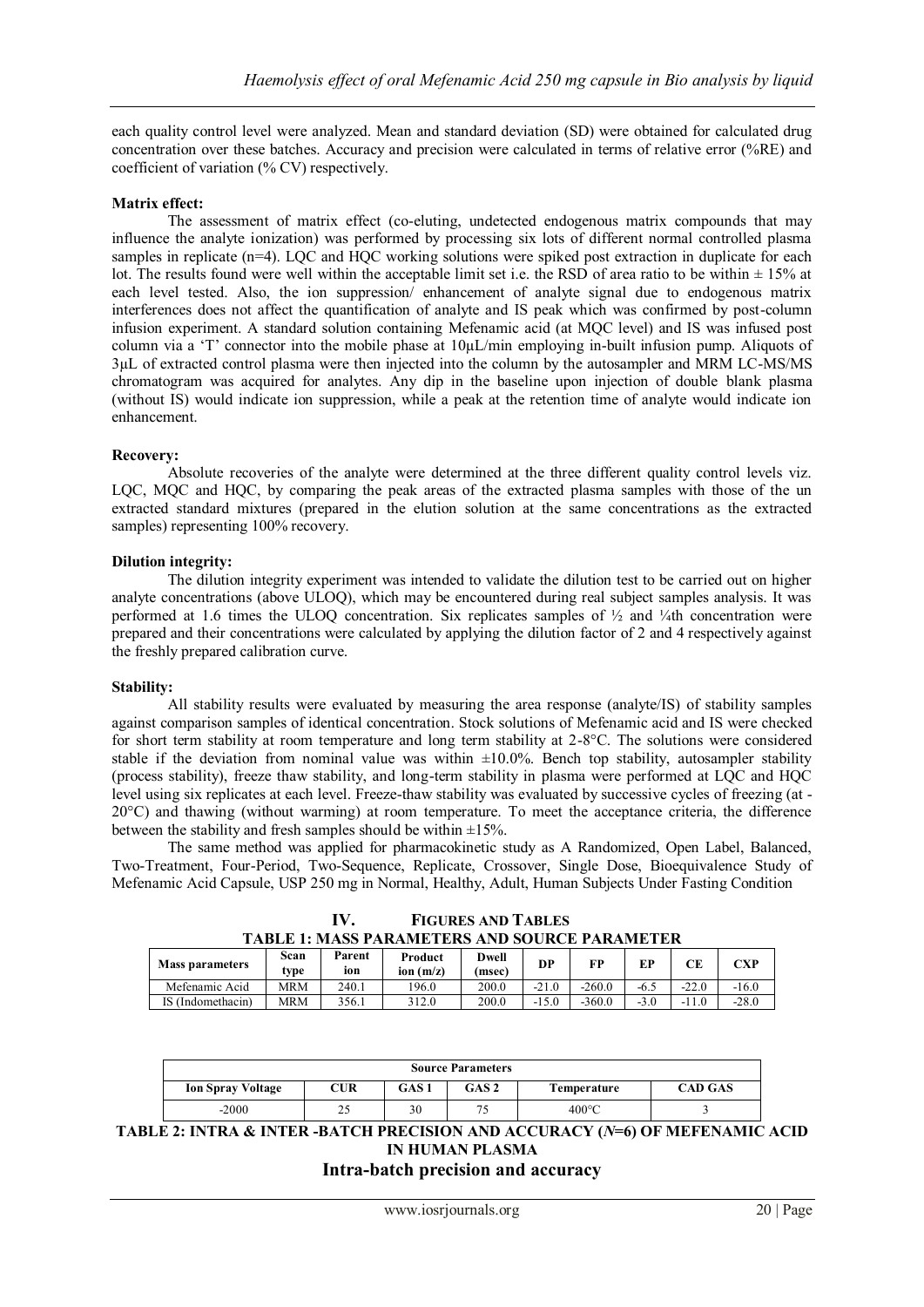each quality control level were analyzed. Mean and standard deviation (SD) were obtained for calculated drug concentration over these batches. Accuracy and precision were calculated in terms of relative error (%RE) and coefficient of variation (% CV) respectively.

**Matrix effect:**

The assessment of matrix effect (co-eluting, undetected endogenous matrix compounds that may influence the analyte ionization) was performed by processing six lots of different normal controlled plasma samples in replicate (n=4). LQC and HQC working solutions were spiked post extraction in duplicate for each lot. The results found were well within the acceptable limit set i.e. the RSD of area ratio to be within ± 15% at each level tested. Also, the ion suppression/ enhancement of analyte signal due to endogenous matrix interferences does not affect the quantification of analyte and IS peak which was confirmed by post-column infusion experiment. A standard solution containing Mefenamic acid (at MQC level) and IS was infused post column via a 'T' connector into the mobile phase at 10µL/min employing in-built infusion pump. Aliquots of 3µL of extracted control plasma were then injected into the column by the autosampler and MRM LC-MS/MS chromatogram was acquired for analytes. Any dip in the baseline upon injection of double blank plasma (without IS) would indicate ion suppression, while a peak at the retention time of analyte would indicate ion enhancement.

**Recovery:**

Absolute recoveries of the analyte were determined at the three different quality control levels viz. LQC, MQC and HQC, by comparing the peak areas of the extracted plasma samples with those of the un extracted standard mixtures (prepared in the elution solution at the same concentrations as the extracted samples) representing 100% recovery.

**Dilution integrity:**

The dilution integrity experiment was intended to validate the dilution test to be carried out on higher analyte concentrations (above ULOQ), which may be encountered during real subject samples analysis. It was performed at 1.6 times the ULOQ concentration. Six replicates samples of ½ and ¼th concentration were prepared and their concentrations were calculated by applying the dilution factor of 2 and 4 respectively against the freshly prepared calibration curve.

**Stability:**

All stability results were evaluated by measuring the area response (analyte/IS) of stability samples against comparison samples of identical concentration. Stock solutions of Mefenamic acid and IS were checked for short term stability at room temperature and long term stability at 2-8°C. The solutions were considered stable if the deviation from nominal value was within ±10.0%. Bench top stability, autosampler stability (process stability), freeze thaw stability, and long-term stability in plasma were performed at LQC and HQC level using six replicates at each level. Freeze-thaw stability was evaluated by successive cycles of freezing (at -20°C) and thawing (without warming) at room temperature. To meet the acceptance criteria, the difference between the stability and fresh samples should be within ±15%.

The same method was applied for pharmacokinetic study as A Randomized, Open Label, Balanced, Two-Treatment, Four-Period, Two-Sequence, Replicate, Crossover, Single Dose, Bioequivalence Study of Mefenamic Acid Capsule, USP 250 mg in Normal, Healthy, Adult, Human Subjects Under Fasting Condition

## IV. FIGURES AND TABLES

**TABLE 1: MASS PARAMETERS AND SOURCE PARAMETER**

| Mass parameters | Scan type | Parent ion | Product ion (m/z) | Dwell (msec) | DP | FP | EP | CE | CXP |
|---|---|---|---|---|---|---|---|---|---|
| Mefenamic Acid | MRM | 240.1 | 196.0 | 200.0 | -21.0 | -260.0 | -6.5 | -22.0 | -16.0 |
| IS (Indomethacin) | MRM | 356.1 | 312.0 | 200.0 | -15.0 | -360.0 | -3.0 | -11.0 | -28.0 |

| Source Parameters | | | | | |
|---|---|---|---|---|---|
| **Ion Spray Voltage** | **CUR** | **GAS 1** | **GAS 2** | **Temperature** | **CAD GAS** |
| -2000 | 25 | 30 | 75 | 400°C | 3 |

**TABLE 2: INTRA & INTER -BATCH PRECISION AND ACCURACY (*N*=6) OF MEFENAMIC ACID IN HUMAN PLASMA**

**Intra-batch precision and accuracy**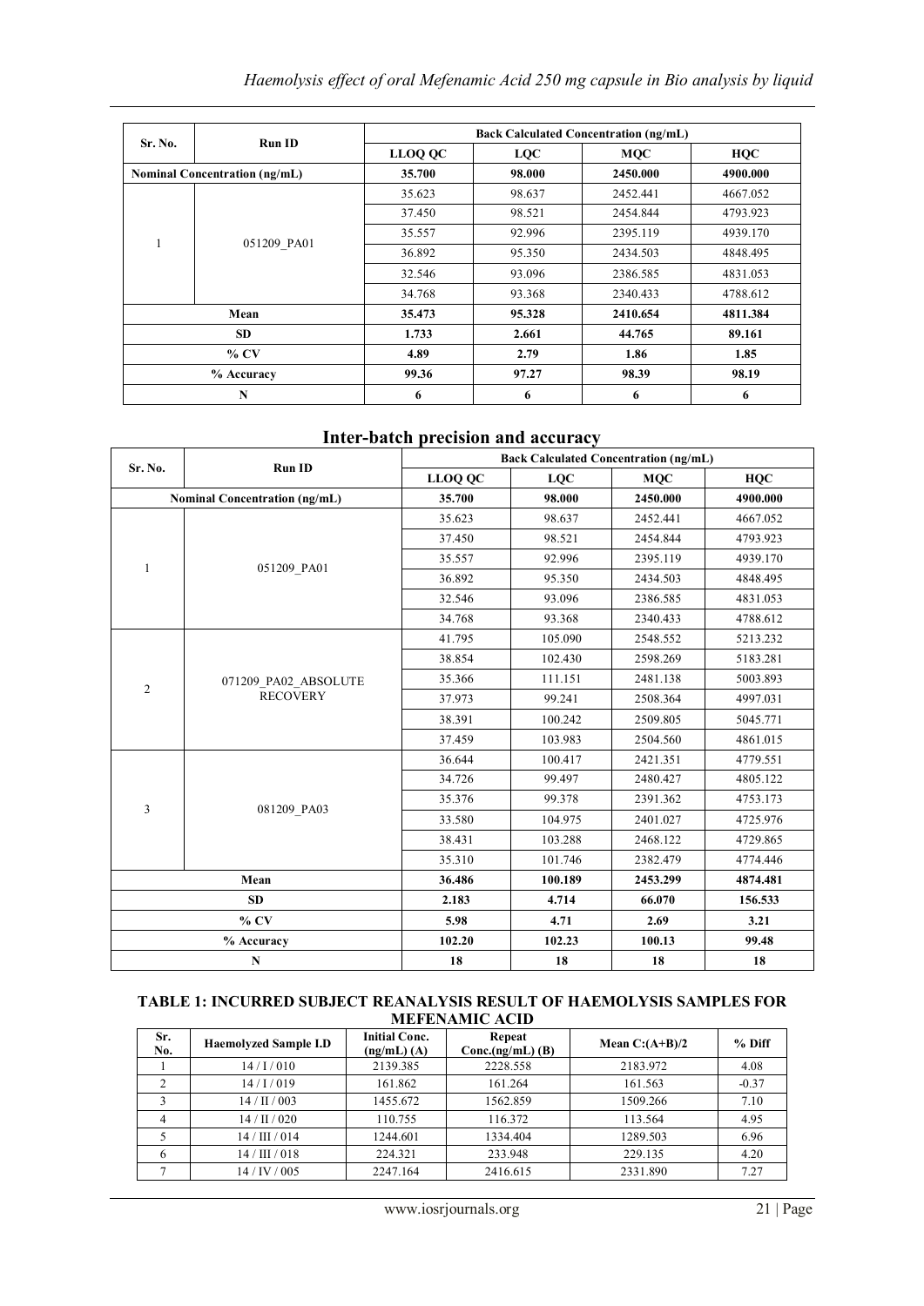| Sr. No. | Run ID | Back Calculated Concentration (ng/mL) | | | |
|---|---|---|---|---|---|
| | | LLOQ QC | LQC | MQC | HQC |
| Nominal Concentration (ng/mL) | | 35.700 | 98.000 | 2450.000 | 4900.000 |
| 1 | 051209_PA01 | 35.623 | 98.637 | 2452.441 | 4667.052 |
| | | 37.450 | 98.521 | 2454.844 | 4793.923 |
| | | 35.557 | 92.996 | 2395.119 | 4939.170 |
| | | 36.892 | 95.350 | 2434.503 | 4848.495 |
| | | 32.546 | 93.096 | 2386.585 | 4831.053 |
| | | 34.768 | 93.368 | 2340.433 | 4788.612 |
| **Mean** | | **35.473** | **95.328** | **2410.654** | **4811.384** |
| **SD** | | **1.733** | **2.661** | **44.765** | **89.161** |
| **% CV** | | **4.89** | **2.79** | **1.86** | **1.85** |
| **% Accuracy** | | **99.36** | **97.27** | **98.39** | **98.19** |
| **N** | | **6** | **6** | **6** | **6** |

## Inter-batch precision and accuracy

| Sr. No. | Run ID | Back Calculated Concentration (ng/mL) | | | |
|---|---|---|---|---|---|
| | | LLOQ QC | LQC | MQC | HQC |
| Nominal Concentration (ng/mL) | | 35.700 | 98.000 | 2450.000 | 4900.000 |
| 1 | 051209_PA01 | 35.623 | 98.637 | 2452.441 | 4667.052 |
| | | 37.450 | 98.521 | 2454.844 | 4793.923 |
| | | 35.557 | 92.996 | 2395.119 | 4939.170 |
| | | 36.892 | 95.350 | 2434.503 | 4848.495 |
| | | 32.546 | 93.096 | 2386.585 | 4831.053 |
| | | 34.768 | 93.368 | 2340.433 | 4788.612 |
| 2 | 071209_PA02_ABSOLUTE RECOVERY | 41.795 | 105.090 | 2548.552 | 5213.232 |
| | | 38.854 | 102.430 | 2598.269 | 5183.281 |
| | | 35.366 | 111.151 | 2481.138 | 5003.893 |
| | | 37.973 | 99.241 | 2508.364 | 4997.031 |
| | | 38.391 | 100.242 | 2509.805 | 5045.771 |
| | | 37.459 | 103.983 | 2504.560 | 4861.015 |
| 3 | 081209_PA03 | 36.644 | 100.417 | 2421.351 | 4779.551 |
| | | 34.726 | 99.497 | 2480.427 | 4805.122 |
| | | 35.376 | 99.378 | 2391.362 | 4753.173 |
| | | 33.580 | 104.975 | 2401.027 | 4725.976 |
| | | 38.431 | 103.288 | 2468.122 | 4729.865 |
| | | 35.310 | 101.746 | 2382.479 | 4774.446 |
| **Mean** | | **36.486** | **100.189** | **2453.299** | **4874.481** |
| **SD** | | **2.183** | **4.714** | **66.070** | **156.533** |
| **% CV** | | **5.98** | **4.71** | **2.69** | **3.21** |
| **% Accuracy** | | **102.20** | **102.23** | **100.13** | **99.48** |
| **N** | | **18** | **18** | **18** | **18** |

**TABLE 1: INCURRED SUBJECT REANALYSIS RESULT OF HAEMOLYSIS SAMPLES FOR MEFENAMIC ACID**

| Sr. No. | Haemolyzed Sample I.D | Initial Conc. (ng/mL) (A) | Repeat Conc.(ng/mL) (B) | Mean C:(A+B)/2 | % Diff |
|---|---|---|---|---|---|
| 1 | 14 / I / 010 | 2139.385 | 2228.558 | 2183.972 | 4.08 |
| 2 | 14 / I / 019 | 161.862 | 161.264 | 161.563 | -0.37 |
| 3 | 14 / II / 003 | 1455.672 | 1562.859 | 1509.266 | 7.10 |
| 4 | 14 / II / 020 | 110.755 | 116.372 | 113.564 | 4.95 |
| 5 | 14 / III / 014 | 1244.601 | 1334.404 | 1289.503 | 6.96 |
| 6 | 14 / III / 018 | 224.321 | 233.948 | 229.135 | 4.20 |
| 7 | 14 / IV / 005 | 2247.164 | 2416.615 | 2331.890 | 7.27 |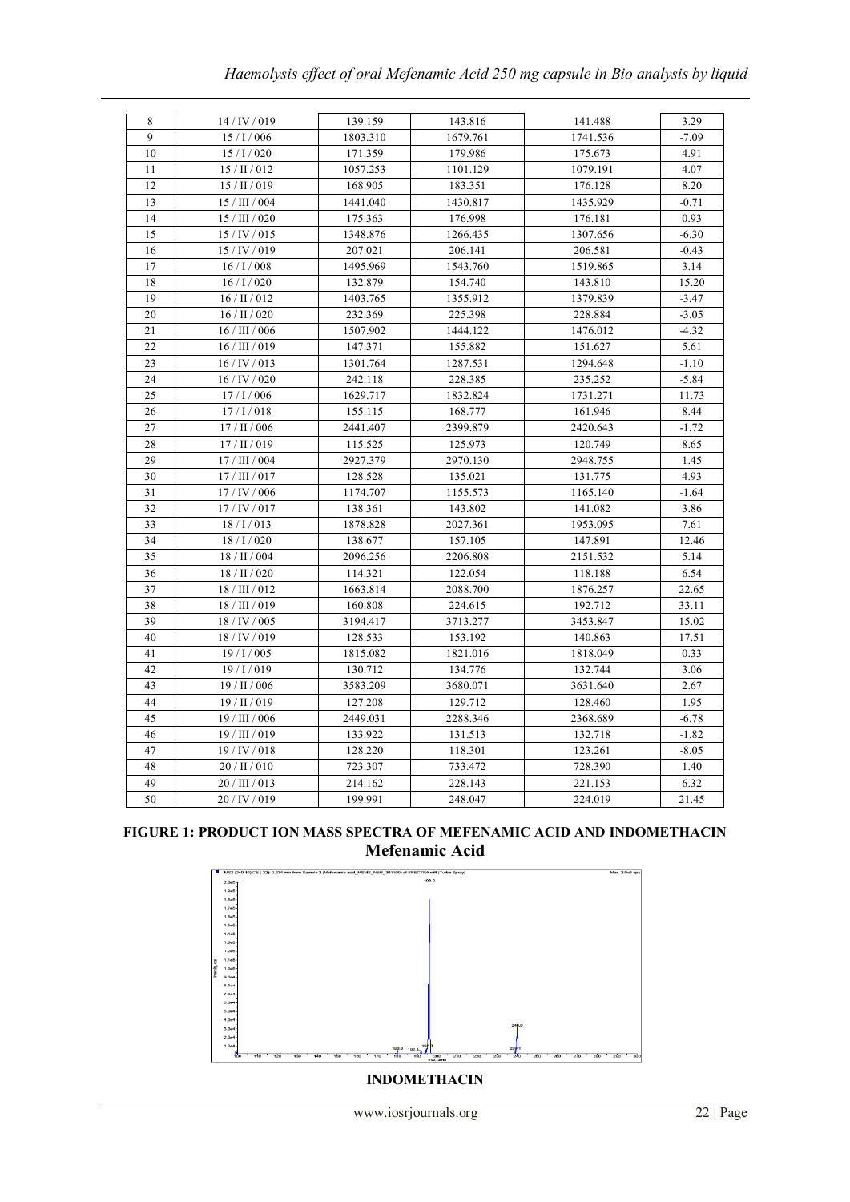| 8 | 14 / IV / 019 | 139.159 | 143.816 | 141.488 | 3.29 |
|---|---|---|---|---|---|
| 9 | 15 / I / 006 | 1803.310 | 1679.761 | 1741.536 | -7.09 |
| 10 | 15 / I / 020 | 171.359 | 179.986 | 175.673 | 4.91 |
| 11 | 15 / II / 012 | 1057.253 | 1101.129 | 1079.191 | 4.07 |
| 12 | 15 / II / 019 | 168.905 | 183.351 | 176.128 | 8.20 |
| 13 | 15 / III / 004 | 1441.040 | 1430.817 | 1435.929 | -0.71 |
| 14 | 15 / III / 020 | 175.363 | 176.998 | 176.181 | 0.93 |
| 15 | 15 / IV / 015 | 1348.876 | 1266.435 | 1307.656 | -6.30 |
| 16 | 15 / IV / 019 | 207.021 | 206.141 | 206.581 | -0.43 |
| 17 | 16 / I / 008 | 1495.969 | 1543.760 | 1519.865 | 3.14 |
| 18 | 16 / I / 020 | 132.879 | 154.740 | 143.810 | 15.20 |
| 19 | 16 / II / 012 | 1403.765 | 1355.912 | 1379.839 | -3.47 |
| 20 | 16 / II / 020 | 232.369 | 225.398 | 228.884 | -3.05 |
| 21 | 16 / III / 006 | 1507.902 | 1444.122 | 1476.012 | -4.32 |
| 22 | 16 / III / 019 | 147.371 | 155.882 | 151.627 | 5.61 |
| 23 | 16 / IV / 013 | 1301.764 | 1287.531 | 1294.648 | -1.10 |
| 24 | 16 / IV / 020 | 242.118 | 228.385 | 235.252 | -5.84 |
| 25 | 17 / I / 006 | 1629.717 | 1832.824 | 1731.271 | 11.73 |
| 26 | 17 / I / 018 | 155.115 | 168.777 | 161.946 | 8.44 |
| 27 | 17 / II / 006 | 2441.407 | 2399.879 | 2420.643 | -1.72 |
| 28 | 17 / II / 019 | 115.525 | 125.973 | 120.749 | 8.65 |
| 29 | 17 / III / 004 | 2927.379 | 2970.130 | 2948.755 | 1.45 |
| 30 | 17 / III / 017 | 128.528 | 135.021 | 131.775 | 4.93 |
| 31 | 17 / IV / 006 | 1174.707 | 1155.573 | 1165.140 | -1.64 |
| 32 | 17 / IV / 017 | 138.361 | 143.802 | 141.082 | 3.86 |
| 33 | 18 / I / 013 | 1878.828 | 2027.361 | 1953.095 | 7.61 |
| 34 | 18 / I / 020 | 138.677 | 157.105 | 147.891 | 12.46 |
| 35 | 18 / II / 004 | 2096.256 | 2206.808 | 2151.532 | 5.14 |
| 36 | 18 / II / 020 | 114.321 | 122.054 | 118.188 | 6.54 |
| 37 | 18 / III / 012 | 1663.814 | 2088.700 | 1876.257 | 22.65 |
| 38 | 18 / III / 019 | 160.808 | 224.615 | 192.712 | 33.11 |
| 39 | 18 / IV / 005 | 3194.417 | 3713.277 | 3453.847 | 15.02 |
| 40 | 18 / IV / 019 | 128.533 | 153.192 | 140.863 | 17.51 |
| 41 | 19 / I / 005 | 1815.082 | 1821.016 | 1818.049 | 0.33 |
| 42 | 19 / I / 019 | 130.712 | 134.776 | 132.744 | 3.06 |
| 43 | 19 / II / 006 | 3583.209 | 3680.071 | 3631.640 | 2.67 |
| 44 | 19 / II / 019 | 127.208 | 129.712 | 128.460 | 1.95 |
| 45 | 19 / III / 006 | 2449.031 | 2288.346 | 2368.689 | -6.78 |
| 46 | 19 / III / 019 | 133.922 | 131.513 | 132.718 | -1.82 |
| 47 | 19 / IV / 018 | 128.220 | 118.301 | 123.261 | -8.05 |
| 48 | 20 / II / 010 | 723.307 | 733.472 | 728.390 | 1.40 |
| 49 | 20 / III / 013 | 214.162 | 228.143 | 221.153 | 6.32 |
| 50 | 20 / IV / 019 | 199.991 | 248.047 | 224.019 | 21.45 |

**FIGURE 1: PRODUCT ION MASS SPECTRA OF MEFENAMIC ACID AND INDOMETHACIN**

**Mefenamic Acid**

**INDOMETHACIN**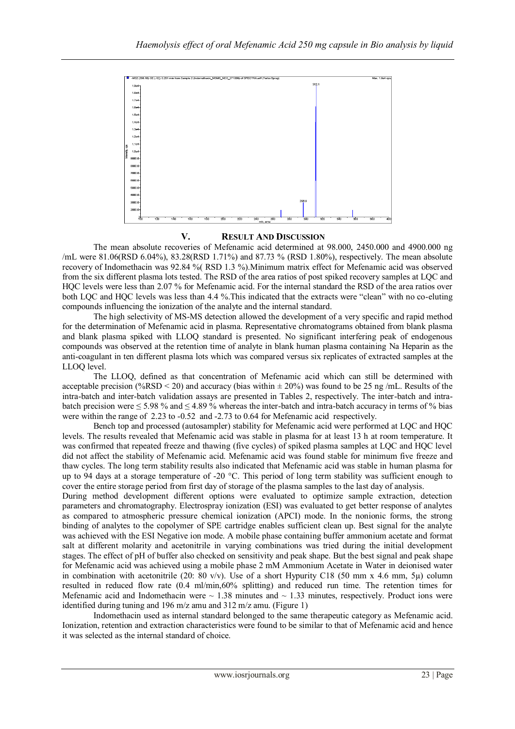## V. Result And Discussion

The mean absolute recoveries of Mefenamic acid determined at 98.000, 2450.000 and 4900.000 ng /mL were 81.06(RSD 6.04%), 83.28(RSD 1.71%) and 87.73 % (RSD 1.80%), respectively. The mean absolute recovery of Indomethacin was 92.84 %( RSD 1.3 %).Minimum matrix effect for Mefenamic acid was observed from the six different plasma lots tested. The RSD of the area ratios of post spiked recovery samples at LQC and HQC levels were less than 2.07 % for Mefenamic acid. For the internal standard the RSD of the area ratios over both LQC and HQC levels was less than 4.4 %.This indicated that the extracts were "clean" with no co-eluting compounds influencing the ionization of the analyte and the internal standard.

The high selectivity of MS-MS detection allowed the development of a very specific and rapid method for the determination of Mefenamic acid in plasma. Representative chromatograms obtained from blank plasma and blank plasma spiked with LLOQ standard is presented. No significant interfering peak of endogenous compounds was observed at the retention time of analyte in blank human plasma containing Na Heparin as the anti-coagulant in ten different plasma lots which was compared versus six replicates of extracted samples at the LLOQ level.

The LLOQ, defined as that concentration of Mefenamic acid which can still be determined with acceptable precision (%RSD < 20) and accuracy (bias within ± 20%) was found to be 25 ng /mL. Results of the intra-batch and inter-batch validation assays are presented in Tables 2, respectively. The inter-batch and intra-batch precision were ≤ 5.98 % and ≤ 4.89 % whereas the inter-batch and intra-batch accuracy in terms of % bias were within the range of 2.23 to -0.52 and -2.73 to 0.64 for Mefenamic acid respectively.

Bench top and processed (autosampler) stability for Mefenamic acid were performed at LQC and HQC levels. The results revealed that Mefenamic acid was stable in plasma for at least 13 h at room temperature. It was confirmed that repeated freeze and thawing (five cycles) of spiked plasma samples at LQC and HQC level did not affect the stability of Mefenamic acid. Mefenamic acid was found stable for minimum five freeze and thaw cycles. The long term stability results also indicated that Mefenamic acid was stable in human plasma for up to 94 days at a storage temperature of -20 °C. This period of long term stability was sufficient enough to cover the entire storage period from first day of storage of the plasma samples to the last day of analysis.

During method development different options were evaluated to optimize sample extraction, detection parameters and chromatography. Electrospray ionization (ESI) was evaluated to get better response of analytes as compared to atmospheric pressure chemical ionization (APCI) mode. In the nonionic forms, the strong binding of analytes to the copolymer of SPE cartridge enables sufficient clean up. Best signal for the analyte was achieved with the ESI Negative ion mode. A mobile phase containing buffer ammonium acetate and format salt at different molarity and acetonitrile in varying combinations was tried during the initial development stages. The effect of pH of buffer also checked on sensitivity and peak shape. But the best signal and peak shape for Mefenamic acid was achieved using a mobile phase 2 mM Ammonium Acetate in Water in deionised water in combination with acetonitrile (20: 80 v/v). Use of a short Hypurity C18 (50 mm x 4.6 mm, 5μ) column resulted in reduced flow rate (0.4 ml/min,60% splitting) and reduced run time. The retention times for Mefenamic acid and Indomethacin were ~ 1.38 minutes and ~ 1.33 minutes, respectively. Product ions were identified during tuning and 196 m/z amu and 312 m/z amu. (Figure 1)

Indomethacin used as internal standard belonged to the same therapeutic category as Mefenamic acid. Ionization, retention and extraction characteristics were found to be similar to that of Mefenamic acid and hence it was selected as the internal standard of choice.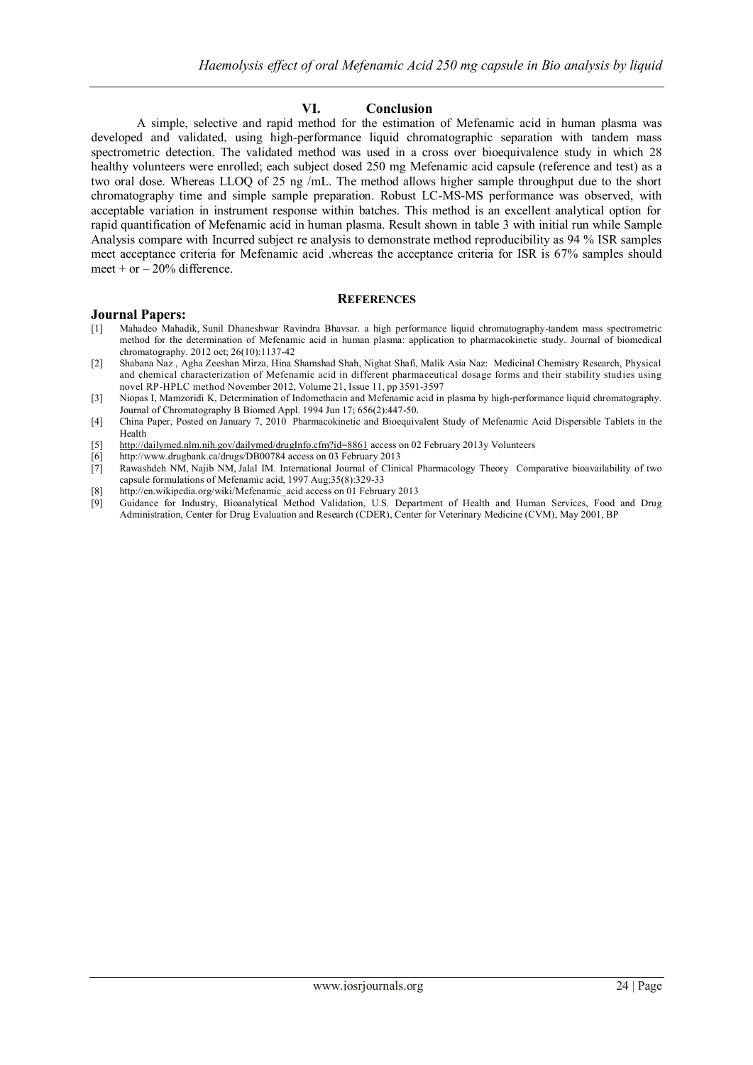## VI. Conclusion

A simple, selective and rapid method for the estimation of Mefenamic acid in human plasma was developed and validated, using high-performance liquid chromatographic separation with tandem mass spectrometric detection. The validated method was used in a cross over bioequivalence study in which 28 healthy volunteers were enrolled; each subject dosed 250 mg Mefenamic acid capsule (reference and test) as a two oral dose. Whereas LLOQ of 25 ng /mL. The method allows higher sample throughput due to the short chromatography time and simple sample preparation. Robust LC-MS-MS performance was observed, with acceptable variation in instrument response within batches. This method is an excellent analytical option for rapid quantification of Mefenamic acid in human plasma. Result shown in table 3 with initial run while Sample Analysis compare with Incurred subject re analysis to demonstrate method reproducibility as 94 % ISR samples meet acceptance criteria for Mefenamic acid .whereas the acceptance criteria for ISR is 67% samples should meet + or – 20% difference.

## REFERENCES

### Journal Papers:

[1] Mahadeo Mahadik, Sunil Dhaneshwar, Ravindra Bhavsar. a high performance liquid chromatography-tandem mass spectrometric method for the determination of Mefenamic acid in human plasma: application to pharmacokinetic study. Journal of biomedical chromatography. 2012 oct; 26(10):1137-42

[2] Shabana Naz , Agha Zeeshan Mirza, Hina Shamshad Shah, Nighat Shafi, Malik Asia Naz: Medicinal Chemistry Research, Physical and chemical characterization of Mefenamic acid in different pharmaceutical dosage forms and their stability studies using novel RP-HPLC method November 2012, Volume 21, Issue 11, pp 3591-3597

[3] Niopas I, Mamzoridi K, Determination of Indomethacin and Mefenamic acid in plasma by high-performance liquid chromatography. Journal of Chromatography B Biomed Appl. 1994 Jun 17; 656(2):447-50.

[4] China Paper, Posted on January 7, 2010 Pharmacokinetic and Bioequivalent Study of Mefenamic Acid Dispersible Tablets in the Health

[5] http://dailymed.nlm.nih.gov/dailymed/drugInfo.cfm?id=8861 access on 02 February 2013y Volunteers

[6] http://www.drugbank.ca/drugs/DB00784 access on 03 February 2013

[7] Rawashdeh NM, Najib NM, Jalal IM. International Journal of Clinical Pharmacology Theory Comparative bioavailability of two capsule formulations of Mefenamic acid, 1997 Aug;35(8):329-33

[8] http://en.wikipedia.org/wiki/Mefenamic_acid access on 01 February 2013

[9] Guidance for Industry, Bioanalytical Method Validation, U.S. Department of Health and Human Services, Food and Drug Administration, Center for Drug Evaluation and Research (CDER), Center for Veterinary Medicine (CVM), May 2001, BP